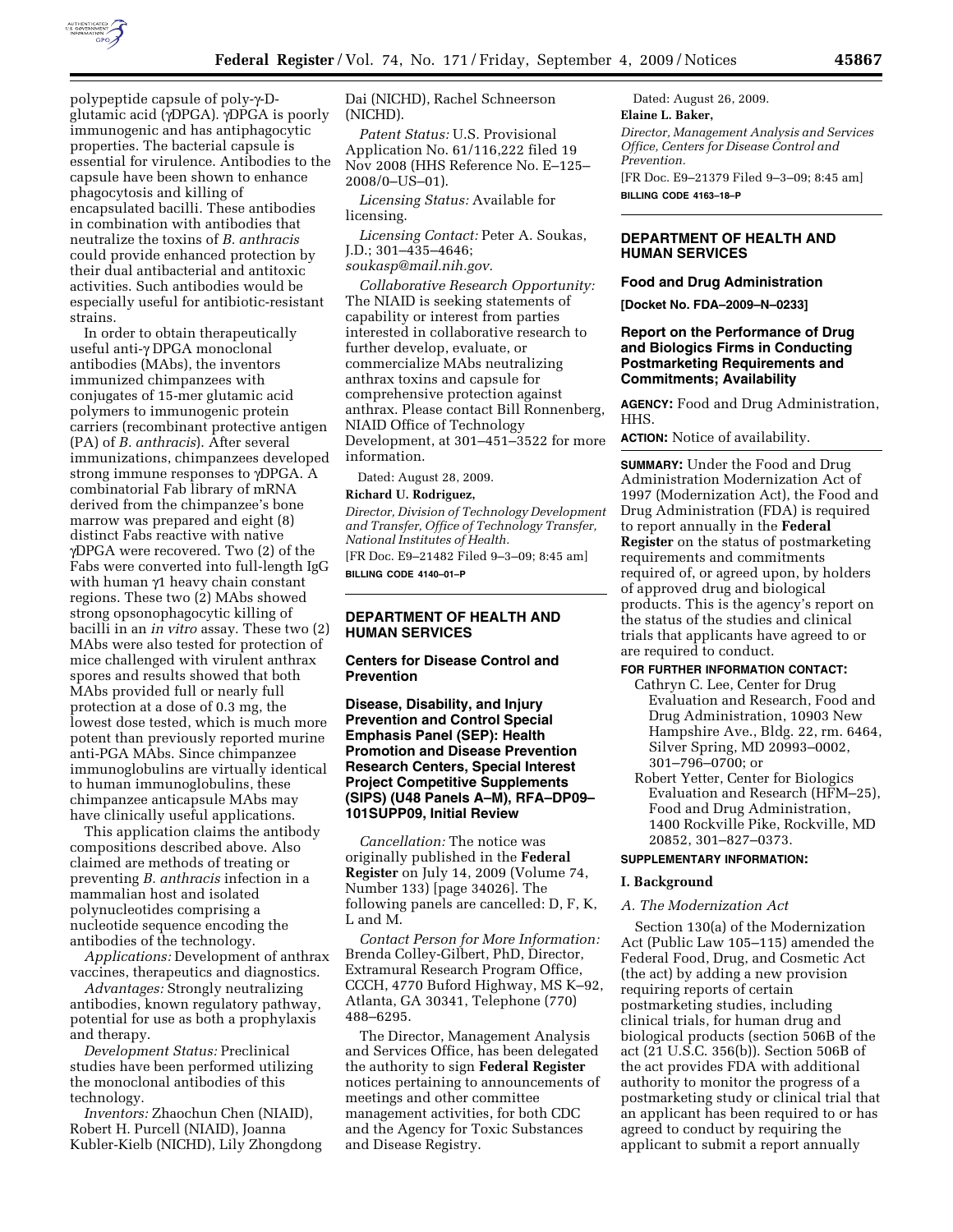polypeptide capsule of poly-γ-D-glutamic acid (γDPGA). γDPGA is poorly immunogenic and has antiphagocytic properties. The bacterial capsule is essential for virulence. Antibodies to the capsule have been shown to enhance phagocytosis and killing of encapsulated bacilli. These antibodies in combination with antibodies that neutralize the toxins of *B. anthracis* could provide enhanced protection by their dual antibacterial and antitoxic activities. Such antibodies would be especially useful for antibiotic-resistant strains.

In order to obtain therapeutically useful anti-γ DPGA monoclonal antibodies (MAbs), the inventors immunized chimpanzees with conjugates of 15-mer glutamic acid polymers to immunogenic protein carriers (recombinant protective antigen (PA) of *B. anthracis*). After several immunizations, chimpanzees developed strong immune responses to γDPGA. A combinatorial Fab library of mRNA derived from the chimpanzee's bone marrow was prepared and eight (8) distinct Fabs reactive with native γDPGA were recovered. Two (2) of the Fabs were converted into full-length IgG with human γ1 heavy chain constant regions. These two (2) MAbs showed strong opsonophagocytic killing of bacilli in an *in vitro* assay. These two (2) MAbs were also tested for protection of mice challenged with virulent anthrax spores and results showed that both MAbs provided full or nearly full protection at a dose of 0.3 mg, the lowest dose tested, which is much more potent than previously reported murine anti-PGA MAbs. Since chimpanzee immunoglobulins are virtually identical to human immunoglobulins, these chimpanzee anticapsule MAbs may have clinically useful applications.

This application claims the antibody compositions described above. Also claimed are methods of treating or preventing *B. anthracis* infection in a mammalian host and isolated polynucleotides comprising a nucleotide sequence encoding the antibodies of the technology.

*Applications:* Development of anthrax vaccines, therapeutics and diagnostics.

*Advantages:* Strongly neutralizing antibodies, known regulatory pathway, potential for use as both a prophylaxis and therapy.

*Development Status:* Preclinical studies have been performed utilizing the monoclonal antibodies of this technology.

*Inventors:* Zhaochun Chen (NIAID), Robert H. Purcell (NIAID), Joanna Kubler-Kielb (NICHD), Lily Zhongdong Dai (NICHD), Rachel Schneerson (NICHD).

*Patent Status:* U.S. Provisional Application No. 61/116,222 filed 19 Nov 2008 (HHS Reference No. E–125–2008/0–US–01).

*Licensing Status:* Available for licensing.

*Licensing Contact:* Peter A. Soukas, J.D.; 301–435–4646; *soukasp@mail.nih.gov.*

*Collaborative Research Opportunity:* The NIAID is seeking statements of capability or interest from parties interested in collaborative research to further develop, evaluate, or commercialize MAbs neutralizing anthrax toxins and capsule for comprehensive protection against anthrax. Please contact Bill Ronnenberg, NIAID Office of Technology Development, at 301–451–3522 for more information.

Dated: August 28, 2009.

**Richard U. Rodriguez,**

*Director, Division of Technology Development and Transfer, Office of Technology Transfer, National Institutes of Health.*

[FR Doc. E9–21482 Filed 9–3–09; 8:45 am]

**BILLING CODE 4140–01–P**

## DEPARTMENT OF HEALTH AND HUMAN SERVICES

### Centers for Disease Control and Prevention

### Disease, Disability, and Injury Prevention and Control Special Emphasis Panel (SEP): Health Promotion and Disease Prevention Research Centers, Special Interest Project Competitive Supplements (SIPS) (U48 Panels A–M), RFA–DP09–101SUPP09, Initial Review

*Cancellation:* The notice was originally published in the **Federal Register** on July 14, 2009 (Volume 74, Number 133) [page 34026]. The following panels are cancelled: D, F, K, L and M.

*Contact Person for More Information:* Brenda Colley-Gilbert, PhD, Director, Extramural Research Program Office, CCCH, 4770 Buford Highway, MS K–92, Atlanta, GA 30341, Telephone (770) 488–6295.

The Director, Management Analysis and Services Office, has been delegated the authority to sign **Federal Register** notices pertaining to announcements of meetings and other committee management activities, for both CDC and the Agency for Toxic Substances and Disease Registry.

Dated: August 26, 2009.

**Elaine L. Baker,**

*Director, Management Analysis and Services Office, Centers for Disease Control and Prevention.*

[FR Doc. E9–21379 Filed 9–3–09; 8:45 am]

**BILLING CODE 4163–18–P**

## DEPARTMENT OF HEALTH AND HUMAN SERVICES

### Food and Drug Administration

**[Docket No. FDA–2009–N–0233]**

### Report on the Performance of Drug and Biologics Firms in Conducting Postmarketing Requirements and Commitments; Availability

**AGENCY:** Food and Drug Administration, HHS.

**ACTION:** Notice of availability.

**SUMMARY:** Under the Food and Drug Administration Modernization Act of 1997 (Modernization Act), the Food and Drug Administration (FDA) is required to report annually in the **Federal Register** on the status of postmarketing requirements and commitments required of, or agreed upon, by holders of approved drug and biological products. This is the agency's report on the status of the studies and clinical trials that applicants have agreed to or are required to conduct.

**FOR FURTHER INFORMATION CONTACT:**

Cathryn C. Lee, Center for Drug Evaluation and Research, Food and Drug Administration, 10903 New Hampshire Ave., Bldg. 22, rm. 6464, Silver Spring, MD 20993–0002, 301–796–0700; or

Robert Yetter, Center for Biologics Evaluation and Research (HFM–25), Food and Drug Administration, 1400 Rockville Pike, Rockville, MD 20852, 301–827–0373.

**SUPPLEMENTARY INFORMATION:**

#### I. Background

*A. The Modernization Act*

Section 130(a) of the Modernization Act (Public Law 105–115) amended the Federal Food, Drug, and Cosmetic Act (the act) by adding a new provision requiring reports of certain postmarketing studies, including clinical trials, for human drug and biological products (section 506B of the act (21 U.S.C. 356(b)). Section 506B of the act provides FDA with additional authority to monitor the progress of a postmarketing study or clinical trial that an applicant has been required to or has agreed to conduct by requiring the applicant to submit a report annually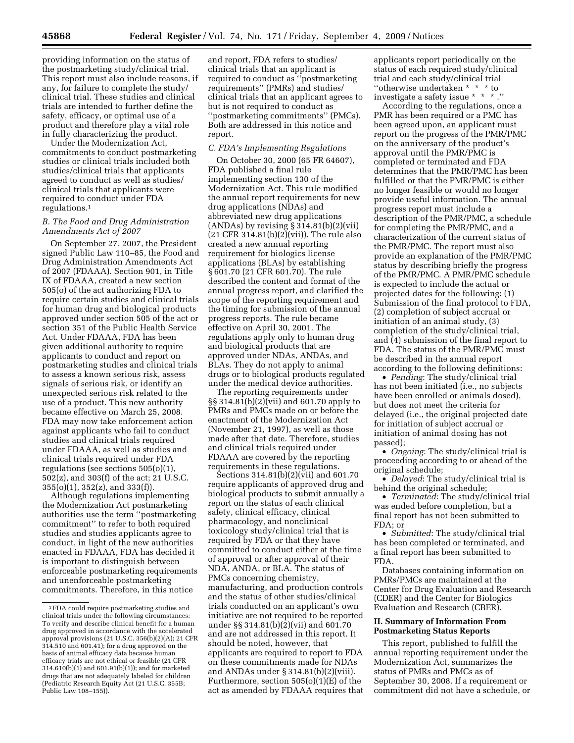providing information on the status of the postmarketing study/clinical trial. This report must also include reasons, if any, for failure to complete the study/clinical trial. These studies and clinical trials are intended to further define the safety, efficacy, or optimal use of a product and therefore play a vital role in fully characterizing the product.

Under the Modernization Act, commitments to conduct postmarketing studies or clinical trials included both studies/clinical trials that applicants agreed to conduct as well as studies/clinical trials that applicants were required to conduct under FDA regulations.[1]

### B. The Food and Drug Administration Amendments Act of 2007

On September 27, 2007, the President signed Public Law 110–85, the Food and Drug Administration Amendments Act of 2007 (FDAAA). Section 901, in Title IX of FDAAA, created a new section 505(o) of the act authorizing FDA to require certain studies and clinical trials for human drug and biological products approved under section 505 of the act or section 351 of the Public Health Service Act. Under FDAAA, FDA has been given additional authority to require applicants to conduct and report on postmarketing studies and clinical trials to assess a known serious risk, assess signals of serious risk, or identify an unexpected serious risk related to the use of a product. This new authority became effective on March 25, 2008. FDA may now take enforcement action against applicants who fail to conduct studies and clinical trials required under FDAAA, as well as studies and clinical trials required under FDA regulations (see sections 505(o)(1), 502(z), and 303(f) of the act; 21 U.S.C. 355(o)(1), 352(z), and 333(f)).

Although regulations implementing the Modernization Act postmarketing authorities use the term ''postmarketing commitment'' to refer to both required studies and studies applicants agree to conduct, in light of the new authorities enacted in FDAAA, FDA has decided it is important to distinguish between enforceable postmarketing requirements and unenforceable postmarketing commitments. Therefore, in this notice and report, FDA refers to studies/clinical trials that an applicant is required to conduct as ''postmarketing requirements'' (PMRs) and studies/clinical trials that an applicant agrees to but is not required to conduct as ''postmarketing commitments'' (PMCs). Both are addressed in this notice and report.

### C. FDA's Implementing Regulations

On October 30, 2000 (65 FR 64607), FDA published a final rule implementing section 130 of the Modernization Act. This rule modified the annual report requirements for new drug applications (NDAs) and abbreviated new drug applications (ANDAs) by revising § 314.81(b)(2)(vii) (21 CFR 314.81(b)(2)(vii)). The rule also created a new annual reporting requirement for biologics license applications (BLAs) by establishing § 601.70 (21 CFR 601.70). The rule described the content and format of the annual progress report, and clarified the scope of the reporting requirement and the timing for submission of the annual progress reports. The rule became effective on April 30, 2001. The regulations apply only to human drug and biological products that are approved under NDAs, ANDAs, and BLAs. They do not apply to animal drugs or to biological products regulated under the medical device authorities.

The reporting requirements under §§ 314.81(b)(2)(vii) and 601.70 apply to PMRs and PMCs made on or before the enactment of the Modernization Act (November 21, 1997), as well as those made after that date. Therefore, studies and clinical trials required under FDAAA are covered by the reporting requirements in these regulations.

Sections 314.81(b)(2)(vii) and 601.70 require applicants of approved drug and biological products to submit annually a report on the status of each clinical safety, clinical efficacy, clinical pharmacology, and nonclinical toxicology study/clinical trial that is required by FDA or that they have committed to conduct either at the time of approval or after approval of their NDA, ANDA, or BLA. The status of PMCs concerning chemistry, manufacturing, and production controls and the status of other studies/clinical trials conducted on an applicant's own initiative are not required to be reported under §§ 314.81(b)(2)(vii) and 601.70 and are not addressed in this report. It should be noted, however, that applicants are required to report to FDA on these commitments made for NDAs and ANDAs under § 314.81(b)(2)(viii). Furthermore, section 505(o)(1)(E) of the act as amended by FDAAA requires that applicants report periodically on the status of each required study/clinical trial and each study/clinical trial ''otherwise undertaken * * * to investigate a safety issue * * * .''

According to the regulations, once a PMR has been required or a PMC has been agreed upon, an applicant must report on the progress of the PMR/PMC on the anniversary of the product's approval until the PMR/PMC is completed or terminated and FDA determines that the PMR/PMC has been fulfilled or that the PMR/PMC is either no longer feasible or would no longer provide useful information. The annual progress report must include a description of the PMR/PMC, a schedule for completing the PMR/PMC, and a characterization of the current status of the PMR/PMC. The report must also provide an explanation of the PMR/PMC status by describing briefly the progress of the PMR/PMC. A PMR/PMC schedule is expected to include the actual or projected dates for the following: (1) Submission of the final protocol to FDA, (2) completion of subject accrual or initiation of an animal study, (3) completion of the study/clinical trial, and (4) submission of the final report to FDA. The status of the PMR/PMC must be described in the annual report according to the following definitions:

- *Pending*: The study/clinical trial has not been initiated (i.e., no subjects have been enrolled or animals dosed), but does not meet the criteria for delayed (i.e., the original projected date for initiation of subject accrual or initiation of animal dosing has not passed);
- *Ongoing*: The study/clinical trial is proceeding according to or ahead of the original schedule;
- *Delayed*: The study/clinical trial is behind the original schedule;
- *Terminated*: The study/clinical trial was ended before completion, but a final report has not been submitted to FDA; or
- *Submitted*: The study/clinical trial has been completed or terminated, and a final report has been submitted to FDA.

Databases containing information on PMRs/PMCs are maintained at the Center for Drug Evaluation and Research (CDER) and the Center for Biologics Evaluation and Research (CBER).

## II. Summary of Information From Postmarketing Status Reports

This report, published to fulfill the annual reporting requirement under the Modernization Act, summarizes the status of PMRs and PMCs as of September 30, 2008. If a requirement or commitment did not have a schedule, or

[1] FDA could require postmarketing studies and clinical trials under the following circumstances: To verify and describe clinical benefit for a human drug approved in accordance with the accelerated approval provisions (21 U.S.C. 356(b)(2)(A); 21 CFR 314.510 and 601.41); for a drug approved on the basis of animal efficacy data because human efficacy trials are not ethical or feasible (21 CFR 314.610(b)(1) and 601.91(b)(1)); and for marketed drugs that are not adequately labeled for children (Pediatric Research Equity Act (21 U.S.C. 355B; Public Law 108–155)).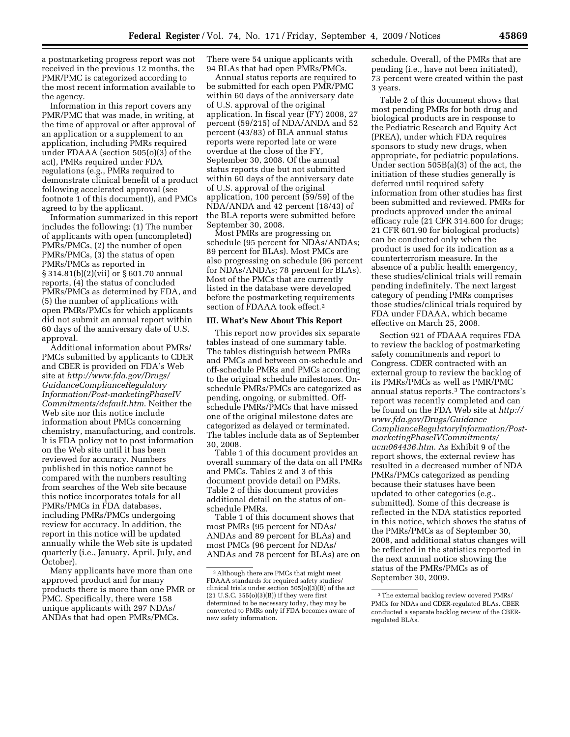a postmarketing progress report was not received in the previous 12 months, the PMR/PMC is categorized according to the most recent information available to the agency.

Information in this report covers any PMR/PMC that was made, in writing, at the time of approval or after approval of an application or a supplement to an application, including PMRs required under FDAAA (section 505(o)(3) of the act), PMRs required under FDA regulations (e.g., PMRs required to demonstrate clinical benefit of a product following accelerated approval (see footnote 1 of this document)), and PMCs agreed to by the applicant.

Information summarized in this report includes the following: (1) The number of applicants with open (uncompleted) PMRs/PMCs, (2) the number of open PMRs/PMCs, (3) the status of open PMRs/PMCs as reported in § 314.81(b)(2)(vii) or § 601.70 annual reports, (4) the status of concluded PMRs/PMCs as determined by FDA, and (5) the number of applications with open PMRs/PMCs for which applicants did not submit an annual report within 60 days of the anniversary date of U.S. approval.

Additional information about PMRs/PMCs submitted by applicants to CDER and CBER is provided on FDA's Web site at *http://www.fda.gov/Drugs/GuidanceComplianceRegulatoryInformation/Post-marketingPhaseIVCommitments/default.htm*. Neither the Web site nor this notice include information about PMCs concerning chemistry, manufacturing, and controls. It is FDA policy not to post information on the Web site until it has been reviewed for accuracy. Numbers published in this notice cannot be compared with the numbers resulting from searches of the Web site because this notice incorporates totals for all PMRs/PMCs in FDA databases, including PMRs/PMCs undergoing review for accuracy. In addition, the report in this notice will be updated annually while the Web site is updated quarterly (i.e., January, April, July, and October).

Many applicants have more than one approved product and for many products there is more than one PMR or PMC. Specifically, there were 158 unique applicants with 297 NDAs/ANDAs that had open PMRs/PMCs. There were 54 unique applicants with 94 BLAs that had open PMRs/PMCs.

Annual status reports are required to be submitted for each open PMR/PMC within 60 days of the anniversary date of U.S. approval of the original application. In fiscal year (FY) 2008, 27 percent (59/215) of NDA/ANDA and 52 percent (43/83) of BLA annual status reports were reported late or were overdue at the close of the FY, September 30, 2008. Of the annual status reports due but not submitted within 60 days of the anniversary date of U.S. approval of the original application, 100 percent (59/59) of the NDA/ANDA and 42 percent (18/43) of the BLA reports were submitted before September 30, 2008.

Most PMRs are progressing on schedule (95 percent for NDAs/ANDAs; 89 percent for BLAs). Most PMCs are also progressing on schedule (96 percent for NDAs/ANDAs; 78 percent for BLAs). Most of the PMCs that are currently listed in the database were developed before the postmarketing requirements section of FDAAA took effect.[2]

## III. What's New About This Report

This report now provides six separate tables instead of one summary table. The tables distinguish between PMRs and PMCs and between on-schedule and off-schedule PMRs and PMCs according to the original schedule milestones. On-schedule PMRs/PMCs are categorized as pending, ongoing, or submitted. Off-schedule PMRs/PMCs that have missed one of the original milestone dates are categorized as delayed or terminated. The tables include data as of September 30, 2008.

Table 1 of this document provides an overall summary of the data on all PMRs and PMCs. Tables 2 and 3 of this document provide detail on PMRs. Table 2 of this document provides additional detail on the status of on-schedule PMRs.

Table 1 of this document shows that most PMRs (95 percent for NDAs/ANDAs and 89 percent for BLAs) and most PMCs (96 percent for NDAs/ANDAs and 78 percent for BLAs) are on schedule. Overall, of the PMRs that are pending (i.e., have not been initiated), 73 percent were created within the past 3 years.

Table 2 of this document shows that most pending PMRs for both drug and biological products are in response to the Pediatric Research and Equity Act (PREA), under which FDA requires sponsors to study new drugs, when appropriate, for pediatric populations. Under section 505B(a)(3) of the act, the initiation of these studies generally is deferred until required safety information from other studies has first been submitted and reviewed. PMRs for products approved under the animal efficacy rule (21 CFR 314.600 for drugs; 21 CFR 601.90 for biological products) can be conducted only when the product is used for its indication as a counterterrorism measure. In the absence of a public health emergency, these studies/clinical trials will remain pending indefinitely. The next largest category of pending PMRs comprises those studies/clinical trials required by FDA under FDAAA, which became effective on March 25, 2008.

Section 921 of FDAAA requires FDA to review the backlog of postmarketing safety commitments and report to Congress. CDER contracted with an external group to review the backlog of its PMRs/PMCs as well as PMR/PMC annual status reports.[3] The contractors's report was recently completed and can be found on the FDA Web site at *http://www.fda.gov/Drugs/GuidanceComplianceRegulatoryInformation/Post-marketingPhaseIVCommitments/ucm064436.htm*. As Exhibit 9 of the report shows, the external review has resulted in a decreased number of NDA PMRs/PMCs categorized as pending because their statuses have been updated to other categories (e.g., submitted). Some of this decrease is reflected in the NDA statistics reported in this notice, which shows the status of the PMRs/PMCs as of September 30, 2008, and additional status changes will be reflected in the statistics reported in the next annual notice showing the status of the PMRs/PMCs as of September 30, 2009.

---

[2] Although there are PMCs that might meet FDAAA standards for required safety studies/clinical trials under section 505(o)(3)(B) of the act (21 U.S.C. 355(o)(3)(B)) if they were first determined to be necessary today, they may be converted to PMRs only if FDA becomes aware of new safety information.

[3] The external backlog review covered PMRs/PMCs for NDAs and CDER-regulated BLAs. CBER conducted a separate backlog review of the CBER-regulated BLAs.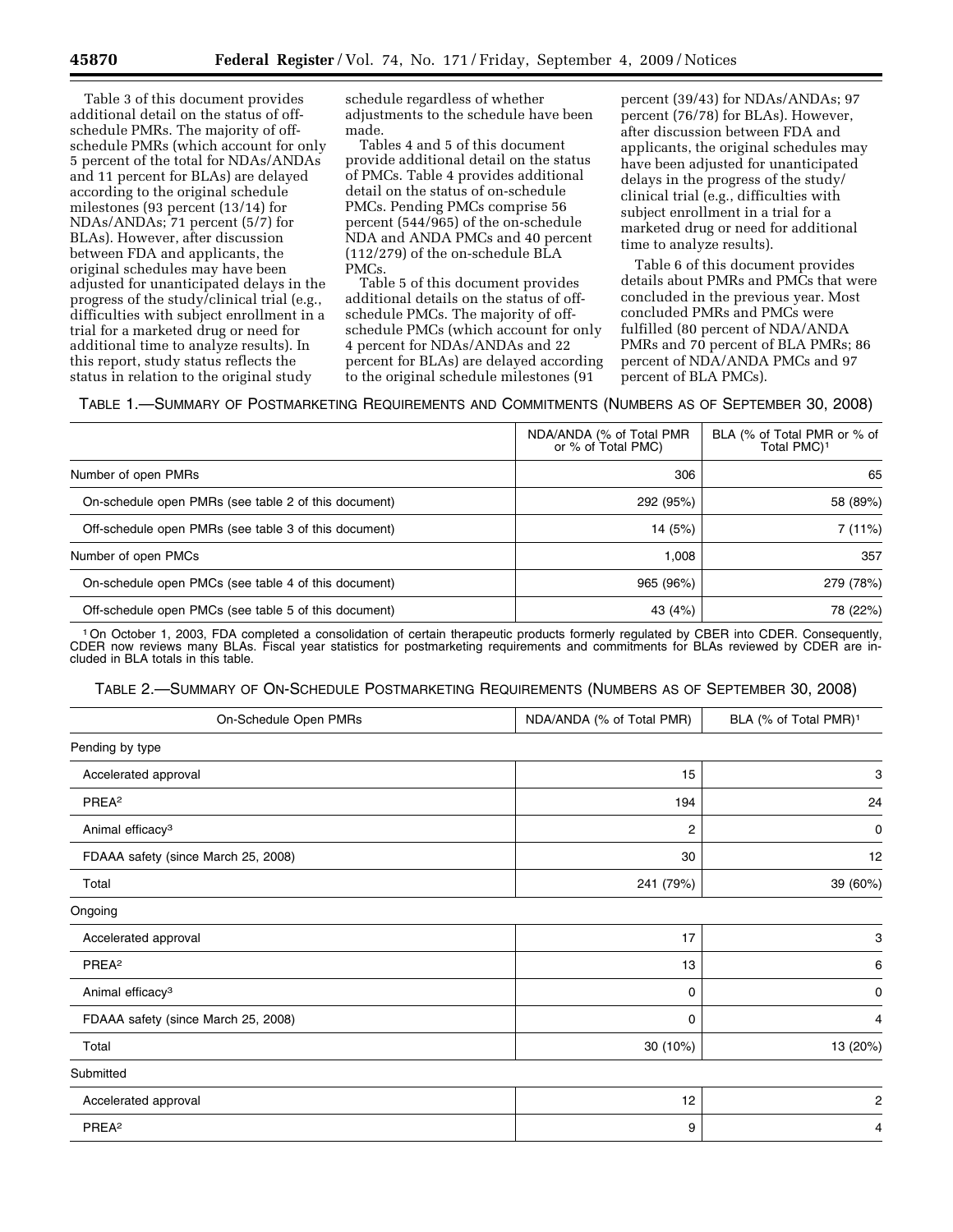Table 3 of this document provides additional detail on the status of off-schedule PMRs. The majority of off-schedule PMRs (which account for only 5 percent of the total for NDAs/ANDAs and 11 percent for BLAs) are delayed according to the original schedule milestones (93 percent (13/14) for NDAs/ANDAs; 71 percent (5/7) for BLAs). However, after discussion between FDA and applicants, the original schedules may have been adjusted for unanticipated delays in the progress of the study/clinical trial (e.g., difficulties with subject enrollment in a trial for a marketed drug or need for additional time to analyze results). In this report, study status reflects the status in relation to the original study schedule regardless of whether adjustments to the schedule have been made.

Tables 4 and 5 of this document provide additional detail on the status of PMCs. Table 4 provides additional detail on the status of on-schedule PMCs. Pending PMCs comprise 56 percent (544/965) of the on-schedule NDA and ANDA PMCs and 40 percent (112/279) of the on-schedule BLA PMCs.

Table 5 of this document provides additional details on the status of off-schedule PMCs. The majority of off-schedule PMCs (which account for only 4 percent for NDAs/ANDAs and 22 percent for BLAs) are delayed according to the original schedule milestones (91 percent (39/43) for NDAs/ANDAs; 97 percent (76/78) for BLAs). However, after discussion between FDA and applicants, the original schedules may have been adjusted for unanticipated delays in the progress of the study/clinical trial (e.g., difficulties with subject enrollment in a trial for a marketed drug or need for additional time to analyze results).

Table 6 of this document provides details about PMRs and PMCs that were concluded in the previous year. Most concluded PMRs and PMCs were fulfilled (80 percent of NDA/ANDA PMRs and 70 percent of BLA PMRs; 86 percent of NDA/ANDA PMCs and 97 percent of BLA PMCs).

TABLE 1.—SUMMARY OF POSTMARKETING REQUIREMENTS AND COMMITMENTS (NUMBERS AS OF SEPTEMBER 30, 2008)

| | NDA/ANDA (% of Total PMR or % of Total PMC) | BLA (% of Total PMR or % of Total PMC)[1] |
|---|---|---|
| Number of open PMRs | 306 | 65 |
| On-schedule open PMRs (see table 2 of this document) | 292 (95%) | 58 (89%) |
| Off-schedule open PMRs (see table 3 of this document) | 14 (5%) | 7 (11%) |
| Number of open PMCs | 1,008 | 357 |
| On-schedule open PMCs (see table 4 of this document) | 965 (96%) | 279 (78%) |
| Off-schedule open PMCs (see table 5 of this document) | 43 (4%) | 78 (22%) |

[1] On October 1, 2003, FDA completed a consolidation of certain therapeutic products formerly regulated by CBER into CDER. Consequently, CDER now reviews many BLAs. Fiscal year statistics for postmarketing requirements and commitments for BLAs reviewed by CDER are included in BLA totals in this table.

TABLE 2.—SUMMARY OF ON-SCHEDULE POSTMARKETING REQUIREMENTS (NUMBERS AS OF SEPTEMBER 30, 2008)

| On-Schedule Open PMRs | NDA/ANDA (% of Total PMR) | BLA (% of Total PMR)[1] |
|---|---|---|
| Pending by type | | |
| Accelerated approval | 15 | 3 |
| PREA[2] | 194 | 24 |
| Animal efficacy[3] | 2 | 0 |
| FDAAA safety (since March 25, 2008) | 30 | 12 |
| Total | 241 (79%) | 39 (60%) |
| Ongoing | | |
| Accelerated approval | 17 | 3 |
| PREA[2] | 13 | 6 |
| Animal efficacy[3] | 0 | 0 |
| FDAAA safety (since March 25, 2008) | 0 | 4 |
| Total | 30 (10%) | 13 (20%) |
| Submitted | | |
| Accelerated approval | 12 | 2 |
| PREA[2] | 9 | 4 |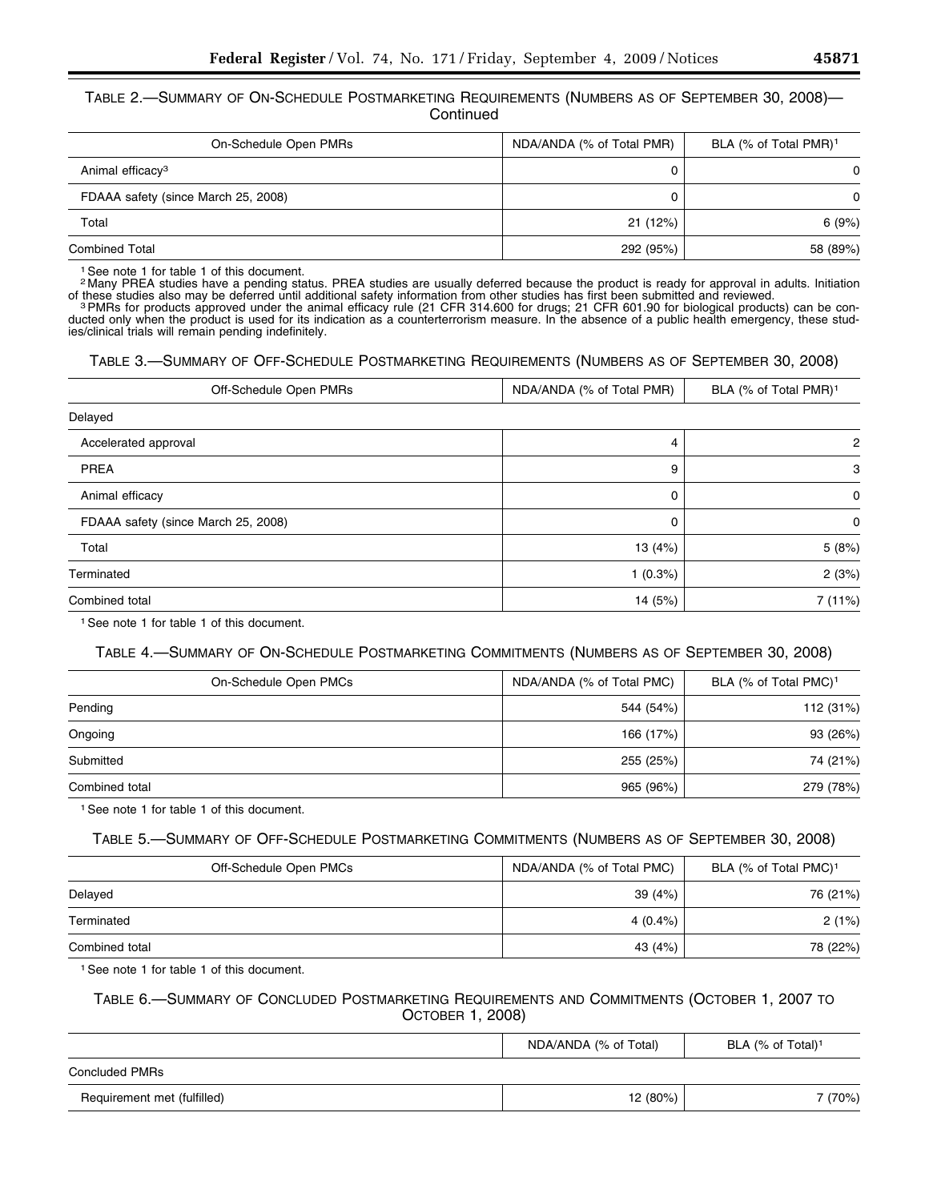TABLE 2.—SUMMARY OF ON-SCHEDULE POSTMARKETING REQUIREMENTS (NUMBERS AS OF SEPTEMBER 30, 2008)—Continued

| On-Schedule Open PMRs | NDA/ANDA (% of Total PMR) | BLA (% of Total PMR)[1] |
|---|---|---|
| Animal efficacy[3] | 0 | 0 |
| FDAAA safety (since March 25, 2008) | 0 | 0 |
| Total | 21 (12%) | 6 (9%) |
| Combined Total | 292 (95%) | 58 (89%) |

[1] See note 1 for table 1 of this document.

[2] Many PREA studies have a pending status. PREA studies are usually deferred because the product is ready for approval in adults. Initiation of these studies also may be deferred until additional safety information from other studies has first been submitted and reviewed.

[3] PMRs for products approved under the animal efficacy rule (21 CFR 314.600 for drugs; 21 CFR 601.90 for biological products) can be conducted only when the product is used for its indication as a counterterrorism measure. In the absence of a public health emergency, these studies/clinical trials will remain pending indefinitely.

TABLE 3.—SUMMARY OF OFF-SCHEDULE POSTMARKETING REQUIREMENTS (NUMBERS AS OF SEPTEMBER 30, 2008)

| Off-Schedule Open PMRs | NDA/ANDA (% of Total PMR) | BLA (% of Total PMR)[1] |
|---|---|---|
| Delayed | | |
| Accelerated approval | 4 | 2 |
| PREA | 9 | 3 |
| Animal efficacy | 0 | 0 |
| FDAAA safety (since March 25, 2008) | 0 | 0 |
| Total | 13 (4%) | 5 (8%) |
| Terminated | 1 (0.3%) | 2 (3%) |
| Combined total | 14 (5%) | 7 (11%) |

[1] See note 1 for table 1 of this document.

TABLE 4.—SUMMARY OF ON-SCHEDULE POSTMARKETING COMMITMENTS (NUMBERS AS OF SEPTEMBER 30, 2008)

| On-Schedule Open PMCs | NDA/ANDA (% of Total PMC) | BLA (% of Total PMC)[1] |
|---|---|---|
| Pending | 544 (54%) | 112 (31%) |
| Ongoing | 166 (17%) | 93 (26%) |
| Submitted | 255 (25%) | 74 (21%) |
| Combined total | 965 (96%) | 279 (78%) |

[1] See note 1 for table 1 of this document.

TABLE 5.—SUMMARY OF OFF-SCHEDULE POSTMARKETING COMMITMENTS (NUMBERS AS OF SEPTEMBER 30, 2008)

| Off-Schedule Open PMCs | NDA/ANDA (% of Total PMC) | BLA (% of Total PMC)[1] |
|---|---|---|
| Delayed | 39 (4%) | 76 (21%) |
| Terminated | 4 (0.4%) | 2 (1%) |
| Combined total | 43 (4%) | 78 (22%) |

[1] See note 1 for table 1 of this document.

TABLE 6.—SUMMARY OF CONCLUDED POSTMARKETING REQUIREMENTS AND COMMITMENTS (OCTOBER 1, 2007 TO OCTOBER 1, 2008)

| | NDA/ANDA (% of Total) | BLA (% of Total)[1] |
|---|---|---|
| Concluded PMRs | | |
| Requirement met (fulfilled) | 12 (80%) | 7 (70%) |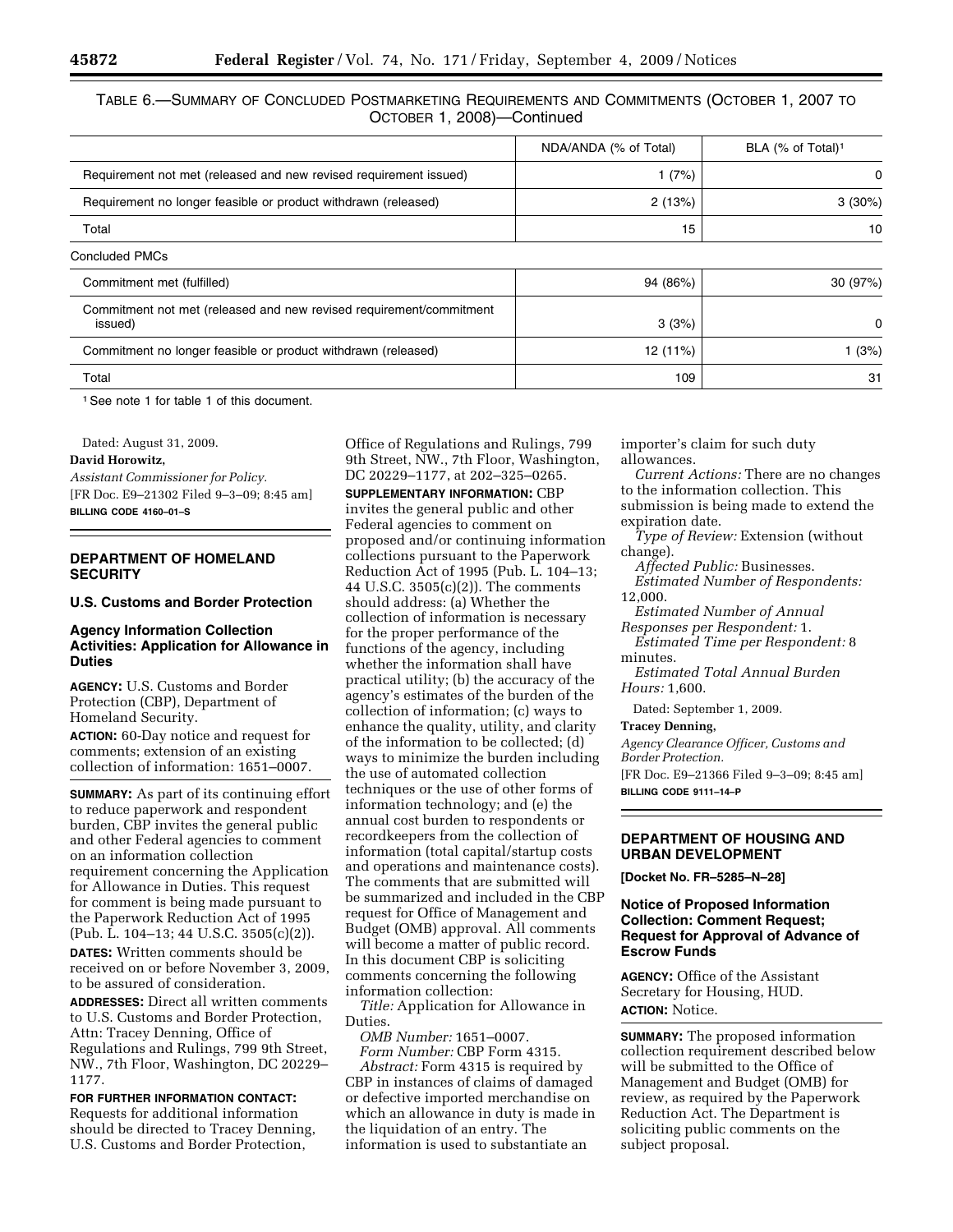TABLE 6.—SUMMARY OF CONCLUDED POSTMARKETING REQUIREMENTS AND COMMITMENTS (OCTOBER 1, 2007 TO OCTOBER 1, 2008)—Continued

| | NDA/ANDA (% of Total) | BLA (% of Total)[1] |
|---|---|---|
| Requirement not met (released and new revised requirement issued) | 1 (7%) | 0 |
| Requirement no longer feasible or product withdrawn (released) | 2 (13%) | 3 (30%) |
| Total | 15 | 10 |
| Concluded PMCs | | |
| Commitment met (fulfilled) | 94 (86%) | 30 (97%) |
| Commitment not met (released and new revised requirement/commitment issued) | 3 (3%) | 0 |
| Commitment no longer feasible or product withdrawn (released) | 12 (11%) | 1 (3%) |
| Total | 109 | 31 |

[1] See note 1 for table 1 of this document.

Dated: August 31, 2009.

**David Horowitz,**

*Assistant Commissioner for Policy.*

[FR Doc. E9–21302 Filed 9–3–09; 8:45 am]

**BILLING CODE 4160–01–S**

## DEPARTMENT OF HOMELAND SECURITY

### U.S. Customs and Border Protection

### Agency Information Collection Activities: Application for Allowance in Duties

**AGENCY:** U.S. Customs and Border Protection (CBP), Department of Homeland Security.

**ACTION:** 60-Day notice and request for comments; extension of an existing collection of information: 1651–0007.

**SUMMARY:** As part of its continuing effort to reduce paperwork and respondent burden, CBP invites the general public and other Federal agencies to comment on an information collection requirement concerning the Application for Allowance in Duties. This request for comment is being made pursuant to the Paperwork Reduction Act of 1995 (Pub. L. 104–13; 44 U.S.C. 3505(c)(2)).

**DATES:** Written comments should be received on or before November 3, 2009, to be assured of consideration.

**ADDRESSES:** Direct all written comments to U.S. Customs and Border Protection, Attn: Tracey Denning, Office of Regulations and Rulings, 799 9th Street, NW., 7th Floor, Washington, DC 20229–1177.

**FOR FURTHER INFORMATION CONTACT:** Requests for additional information should be directed to Tracey Denning, U.S. Customs and Border Protection, Office of Regulations and Rulings, 799 9th Street, NW., 7th Floor, Washington, DC 20229–1177, at 202–325–0265.

**SUPPLEMENTARY INFORMATION:** CBP invites the general public and other Federal agencies to comment on proposed and/or continuing information collections pursuant to the Paperwork Reduction Act of 1995 (Pub. L. 104–13; 44 U.S.C. 3505(c)(2)). The comments should address: (a) Whether the collection of information is necessary for the proper performance of the functions of the agency, including whether the information shall have practical utility; (b) the accuracy of the agency's estimates of the burden of the collection of information; (c) ways to enhance the quality, utility, and clarity of the information to be collected; (d) ways to minimize the burden including the use of automated collection techniques or the use of other forms of information technology; and (e) the annual cost burden to respondents or recordkeepers from the collection of information (total capital/startup costs and operations and maintenance costs). The comments that are submitted will be summarized and included in the CBP request for Office of Management and Budget (OMB) approval. All comments will become a matter of public record. In this document CBP is soliciting comments concerning the following information collection:

*Title:* Application for Allowance in Duties.

*OMB Number:* 1651–0007.

*Form Number:* CBP Form 4315.

*Abstract:* Form 4315 is required by CBP in instances of claims of damaged or defective imported merchandise on which an allowance in duty is made in the liquidation of an entry. The information is used to substantiate an importer's claim for such duty allowances.

*Current Actions:* There are no changes to the information collection. This submission is being made to extend the expiration date.

*Type of Review:* Extension (without change).

*Affected Public:* Businesses.

*Estimated Number of Respondents:* 12,000.

*Estimated Number of Annual Responses per Respondent:* 1.

*Estimated Time per Respondent:* 8 minutes.

*Estimated Total Annual Burden Hours:* 1,600.

Dated: September 1, 2009.

**Tracey Denning,**

*Agency Clearance Officer, Customs and Border Protection.*

[FR Doc. E9–21366 Filed 9–3–09; 8:45 am]

**BILLING CODE 9111–14–P**

## DEPARTMENT OF HOUSING AND URBAN DEVELOPMENT

**[Docket No. FR–5285–N–28]**

### Notice of Proposed Information Collection: Comment Request; Request for Approval of Advance of Escrow Funds

**AGENCY:** Office of the Assistant Secretary for Housing, HUD.

**ACTION:** Notice.

**SUMMARY:** The proposed information collection requirement described below will be submitted to the Office of Management and Budget (OMB) for review, as required by the Paperwork Reduction Act. The Department is soliciting public comments on the subject proposal.